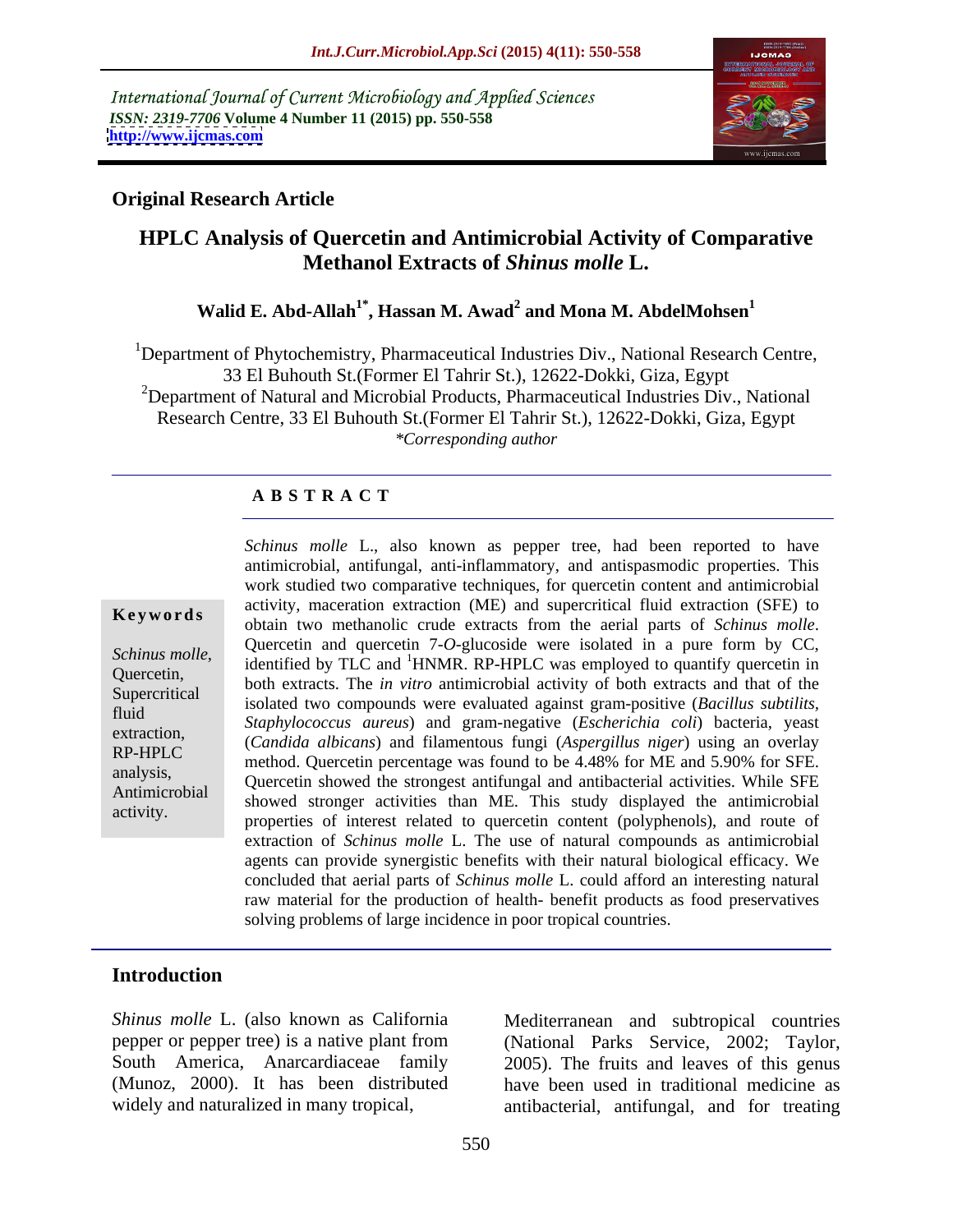International Journal of Current Microbiology and Applied Sciences
*ISSN: 2319-7706* **Volume 4 Number 11 (2015) pp. 550-558**
**http://www.ijcmas.com**

**Original Research Article**

# HPLC Analysis of Quercetin and Antimicrobial Activity of Comparative Methanol Extracts of *Shinus molle* L.

**Walid E. Abd-Allah[1*], Hassan M. Awad[2] and Mona M. AbdelMohsen[1]**

[1]Department of Phytochemistry, Pharmaceutical Industries Div., National Research Centre, 33 El Buhouth St.(Former El Tahrir St.), 12622-Dokki, Giza, Egypt
[2]Department of Natural and Microbial Products, Pharmaceutical Industries Div., National Research Centre, 33 El Buhouth St.(Former El Tahrir St.), 12622-Dokki, Giza, Egypt
*\*Corresponding author*

## ABSTRACT

**Keywords**

*Schinus molle*, Quercetin, Supercritical fluid extraction, RP-HPLC analysis, Antimicrobial activity.

*Schinus molle* L., also known as pepper tree, had been reported to have antimicrobial, antifungal, anti-inflammatory, and antispasmodic properties. This work studied two comparative techniques, for quercetin content and antimicrobial activity, maceration extraction (ME) and supercritical fluid extraction (SFE) to obtain two methanolic crude extracts from the aerial parts of *Schinus molle*. Quercetin and quercetin 7-*O*-glucoside were isolated in a pure form by CC, identified by TLC and $^1$HNMR. RP-HPLC was employed to quantify quercetin in both extracts. The *in vitro* antimicrobial activity of both extracts and that of the isolated two compounds were evaluated against gram-positive (*Bacillus subtilis*, *Staphylococcus aureus*) and gram-negative (*Escherichia coli*) bacteria, yeast (*Candida albicans*) and filamentous fungi (*Aspergillus niger*) using an overlay method. Quercetin percentage was found to be 4.48% for ME and 5.90% for SFE. Quercetin showed the strongest antifungal and antibacterial activities. While SFE showed stronger activities than ME. This study displayed the antimicrobial properties of interest related to quercetin content (polyphenols), and route of extraction of *Schinus molle* L. The use of natural compounds as antimicrobial agents can provide synergistic benefits with their natural biological efficacy. We concluded that aerial parts of *Schinus molle* L. could afford an interesting natural raw material for the production of health- benefit products as food preservatives solving problems of large incidence in poor tropical countries.

## Introduction

*Shinus molle* L. (also known as California pepper or pepper tree) is a native plant from South America, Anarcardiaceae family (Munoz, 2000). It has been distributed widely and naturalized in many tropical, Mediterranean and subtropical countries (National Parks Service, 2002; Taylor, 2005). The fruits and leaves of this genus have been used in traditional medicine as antibacterial, antifungal, and for treating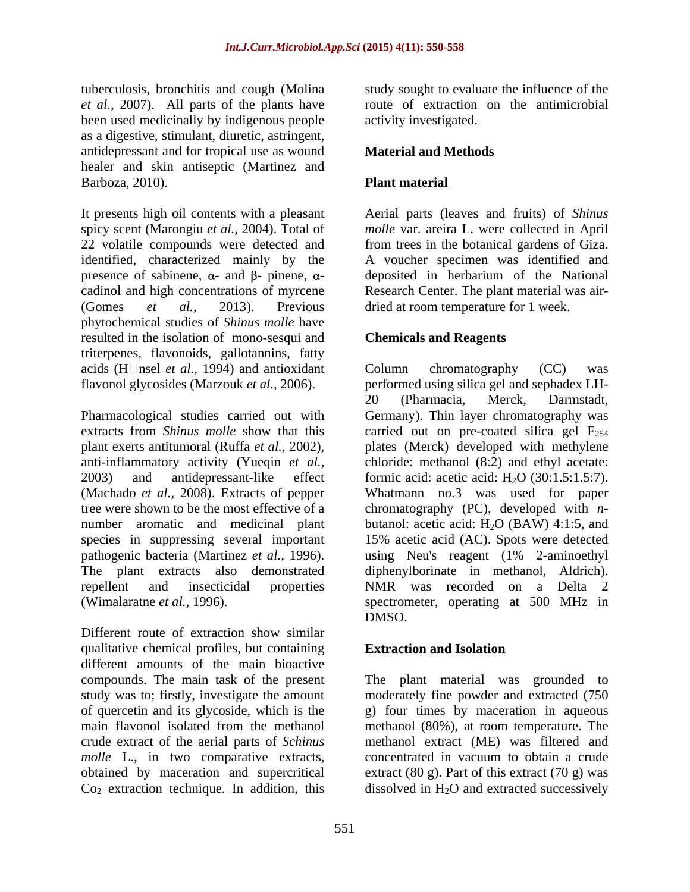tuberculosis, bronchitis and cough (Molina *et al.*, 2007). All parts of the plants have been used medicinally by indigenous people as a digestive, stimulant, diuretic, astringent, antidepressant and for tropical use as wound healer and skin antiseptic (Martinez and Barboza, 2010).

It presents high oil contents with a pleasant spicy scent (Marongiu *et al.*, 2004). Total of 22 volatile compounds were detected and identified, characterized mainly by the presence of sabinene, α- and β- pinene, α-cadinol and high concentrations of myrcene (Gomes *et al.*, 2013). Previous phytochemical studies of *Shinus molle* have resulted in the isolation of mono-sesqui and triterpenes, flavonoids, gallotannins, fatty acids (H□nsel *et al.*, 1994) and antioxidant flavonol glycosides (Marzouk *et al.*, 2006).

Pharmacological studies carried out with extracts from *Shinus molle* show that this plant exerts antitumoral (Ruffa *et al.*, 2002), anti-inflammatory activity (Yueqin *et al.*, 2003) and antidepressant-like effect (Machado *et al.*, 2008). Extracts of pepper tree were shown to be the most effective of a number aromatic and medicinal plant species in suppressing several important pathogenic bacteria (Martinez *et al.*, 1996). The plant extracts also demonstrated repellent and insecticidal properties (Wimalaratne *et al.*, 1996).

Different route of extraction show similar qualitative chemical profiles, but containing different amounts of the main bioactive compounds. The main task of the present study was to; firstly, investigate the amount of quercetin and its glycoside, which is the main flavonol isolated from the methanol crude extract of the aerial parts of *Schinus molle* L., in two comparative extracts, obtained by maceration and supercritical $Co_2$ extraction technique. In addition, this study sought to evaluate the influence of the route of extraction on the antimicrobial activity investigated.

## Material and Methods

### Plant material

Aerial parts (leaves and fruits) of *Shinus molle* var. areira L. were collected in April from trees in the botanical gardens of Giza. A voucher specimen was identified and deposited in herbarium of the National Research Center. The plant material was air-dried at room temperature for 1 week.

### Chemicals and Reagents

Column chromatography (CC) was performed using silica gel and sephadex LH-20 (Pharmacia, Merck, Darmstadt, Germany). Thin layer chromatography was carried out on pre-coated silica gel $F_{254}$ plates (Merck) developed with methylene chloride: methanol (8:2) and ethyl acetate: formic acid: acetic acid: $H_2O$ (30:1.5:1.5:7). Whatmann no.3 was used for paper chromatography (PC), developed with *n*-butanol: acetic acid: $H_2O$ (BAW) 4:1:5, and 15% acetic acid (AC). Spots were detected using Neu's reagent (1% 2-aminoethyl diphenylborinate in methanol, Aldrich). NMR was recorded on a Delta 2 spectrometer, operating at 500 MHz in DMSO.

### Extraction and Isolation

The plant material was grounded to moderately fine powder and extracted (750 g) four times by maceration in aqueous methanol (80%), at room temperature. The methanol extract (ME) was filtered and concentrated in vacuum to obtain a crude extract (80 g). Part of this extract (70 g) was dissolved in $H_2O$ and extracted successively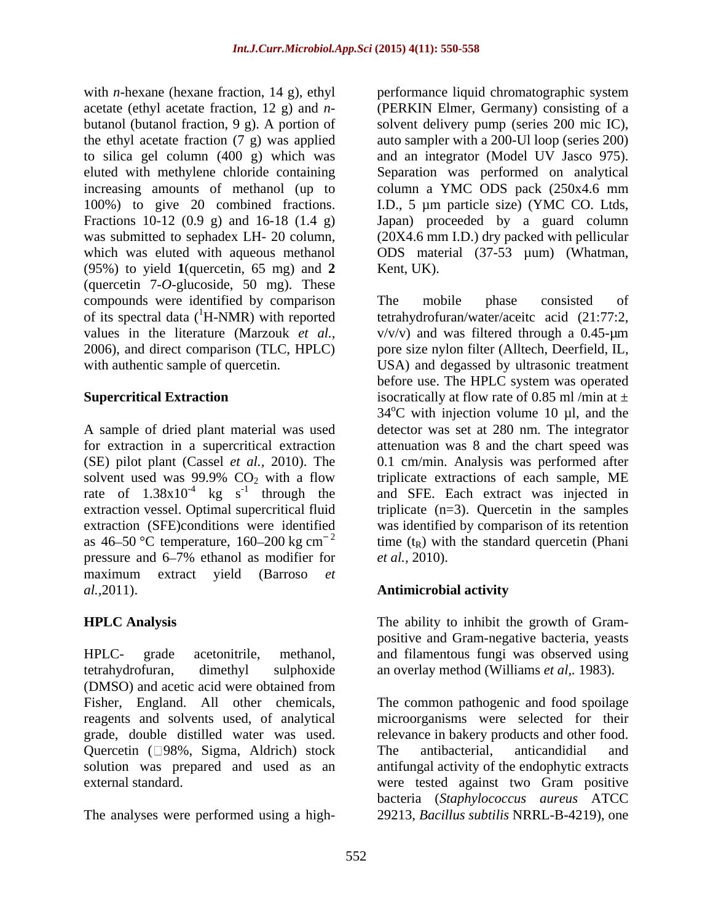with *n*-hexane (hexane fraction, 14 g), ethyl acetate (ethyl acetate fraction, 12 g) and *n*-butanol (butanol fraction, 9 g). A portion of the ethyl acetate fraction (7 g) was applied to silica gel column (400 g) which was eluted with methylene chloride containing increasing amounts of methanol (up to 100%) to give 20 combined fractions. Fractions 10-12 (0.9 g) and 16-18 (1.4 g) was submitted to sephadex LH- 20 column, which was eluted with aqueous methanol (95%) to yield **1**(quercetin, 65 mg) and **2** (quercetin 7-*O*-glucoside, 50 mg). These compounds were identified by comparison of its spectral data ($^{1}$H-NMR) with reported values in the literature (Marzouk *et al.*, 2006), and direct comparison (TLC, HPLC) with authentic sample of quercetin.

**Supercritical Extraction**

A sample of dried plant material was used for extraction in a supercritical extraction (SE) pilot plant (Cassel *et al.,* 2010). The solvent used was 99.9% $CO_2$ with a flow rate of $1.38x10^{-4}$ kg $s^{-1}$ through the extraction vessel. Optimal supercritical fluid extraction (SFE)conditions were identified as 46–50 °C temperature, 160–200 kg $cm^{-2}$ pressure and 6–7% ethanol as modifier for maximum extract yield (Barroso *et al.*,2011).

**HPLC Analysis**

HPLC- grade acetonitrile, methanol, tetrahydrofuran, dimethyl sulphoxide (DMSO) and acetic acid were obtained from Fisher, England. All other chemicals, reagents and solvents used, of analytical grade, double distilled water was used. Quercetin (□98%, Sigma, Aldrich) stock solution was prepared and used as an external standard.

The analyses were performed using a high-performance liquid chromatographic system (PERKIN Elmer, Germany) consisting of a solvent delivery pump (series 200 mic IC), auto sampler with a 200-Ul loop (series 200) and an integrator (Model UV Jasco 975). Separation was performed on analytical column a YMC ODS pack (250x4.6 mm I.D., 5 µm particle size) (YMC CO. Ltds, Japan) proceeded by a guard column (20X4.6 mm I.D.) dry packed with pellicular ODS material (37-53 µum) (Whatman, Kent, UK).

The mobile phase consisted of tetrahydrofuran/water/aceitc acid (21:77:2, v/v/v) and was filtered through a 0.45-µm pore size nylon filter (Alltech, Deerfield, IL, USA) and degassed by ultrasonic treatment before use. The HPLC system was operated isocratically at flow rate of 0.85 ml /min at ± 34°C with injection volume 10 µl, and the detector was set at 280 nm. The integrator attenuation was 8 and the chart speed was 0.1 cm/min. Analysis was performed after triplicate extractions of each sample, ME and SFE. Each extract was injected in triplicate (n=3). Quercetin in the samples was identified by comparison of its retention time ($t_R$) with the standard quercetin (Phani *et al.,* 2010).

**Antimicrobial activity**

The ability to inhibit the growth of Gram-positive and Gram-negative bacteria, yeasts and filamentous fungi was observed using an overlay method (Williams *et al*,. 1983).

The common pathogenic and food spoilage microorganisms were selected for their relevance in bakery products and other food. The antibacterial, anticandidial and antifungal activity of the endophytic extracts were tested against two Gram positive bacteria (*Staphylococcus aureus* ATCC 29213, *Bacillus subtilis* NRRL-B-4219), one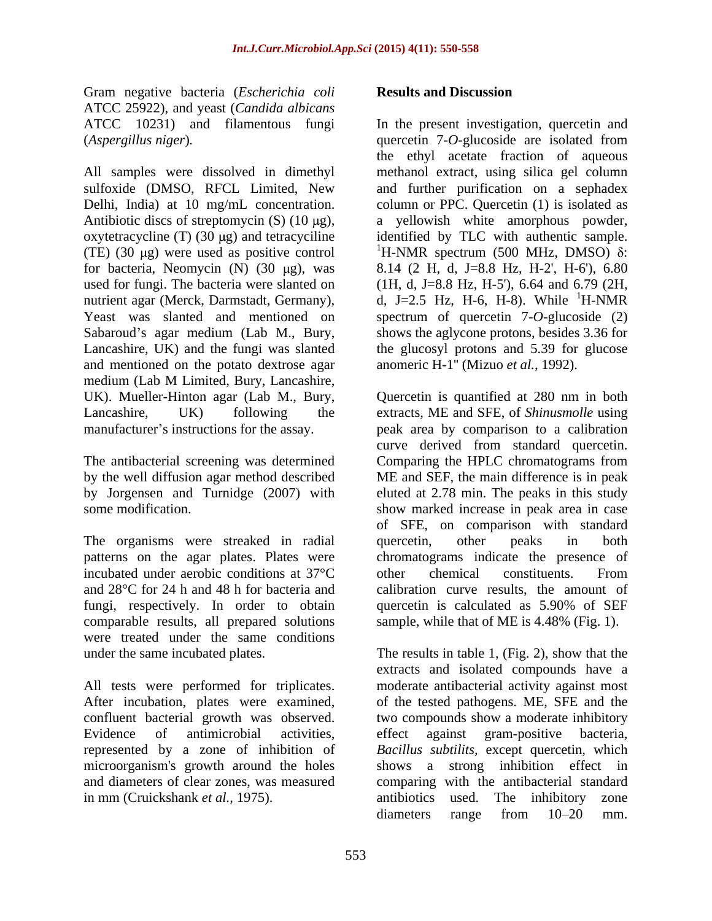Gram negative bacteria (*Escherichia coli* ATCC 25922), and yeast (*Candida albicans* ATCC 10231) and filamentous fungi (*Aspergillus niger*).

All samples were dissolved in dimethyl sulfoxide (DMSO, RFCL Limited, New Delhi, India) at 10 mg/mL concentration. Antibiotic discs of streptomycin (S) (10 μg), oxytetracycline (T) (30 μg) and tetracyciline (TE) (30 μg) were used as positive control for bacteria, Neomycin (N) (30 μg), was used for fungi. The bacteria were slanted on nutrient agar (Merck, Darmstadt, Germany), Yeast was slanted and mentioned on Sabaroud's agar medium (Lab M., Bury, Lancashire, UK) and the fungi was slanted and mentioned on the potato dextrose agar medium (Lab M Limited, Bury, Lancashire, UK). Mueller-Hinton agar (Lab M., Bury, Lancashire, UK) following the manufacturer's instructions for the assay.

The antibacterial screening was determined by the well diffusion agar method described by Jorgensen and Turnidge (2007) with some modification.

The organisms were streaked in radial patterns on the agar plates. Plates were incubated under aerobic conditions at 37°C and 28°C for 24 h and 48 h for bacteria and fungi, respectively. In order to obtain comparable results, all prepared solutions were treated under the same conditions under the same incubated plates.

All tests were performed for triplicates. After incubation, plates were examined, confluent bacterial growth was observed. Evidence of antimicrobial activities, represented by a zone of inhibition of microorganism's growth around the holes and diameters of clear zones, was measured in mm (Cruickshank *et al.*, 1975).

## Results and Discussion

In the present investigation, quercetin and quercetin 7-*O*-glucoside are isolated from the ethyl acetate fraction of aqueous methanol extract, using silica gel column and further purification on a sephadex column or PPC. Quercetin (1) is isolated as a yellowish white amorphous powder, identified by TLC with authentic sample. $^{1}$H-NMR spectrum (500 MHz, DMSO) δ: 8.14 (2 H, d, J=8.8 Hz, H-2', H-6'), 6.80 (1H, d, J=8.8 Hz, H-5'), 6.64 and 6.79 (2H, d, J=2.5 Hz, H-6, H-8). While $^{1}$H-NMR spectrum of quercetin 7-*O*-glucoside (2) shows the aglycone protons, besides 3.36 for the glucosyl protons and 5.39 for glucose anomeric H-1'' (Mizuo *et al.*, 1992).

Quercetin is quantified at 280 nm in both extracts, ME and SFE, of *Shinusmolle* using peak area by comparison to a calibration curve derived from standard quercetin. Comparing the HPLC chromatograms from ME and SEF, the main difference is in peak eluted at 2.78 min. The peaks in this study show marked increase in peak area in case of SFE, on comparison with standard quercetin, other peaks in both chromatograms indicate the presence of other chemical constituents. From calibration curve results, the amount of quercetin is calculated as 5.90% of SEF sample, while that of ME is 4.48% (Fig. 1).

The results in table 1, (Fig. 2), show that the extracts and isolated compounds have a moderate antibacterial activity against most of the tested pathogens. ME, SFE and the two compounds show a moderate inhibitory effect against gram-positive bacteria, *Bacillus subtilits*, except quercetin, which shows a strong inhibition effect in comparing with the antibacterial standard antibiotics used. The inhibitory zone diameters range from 10–20 mm.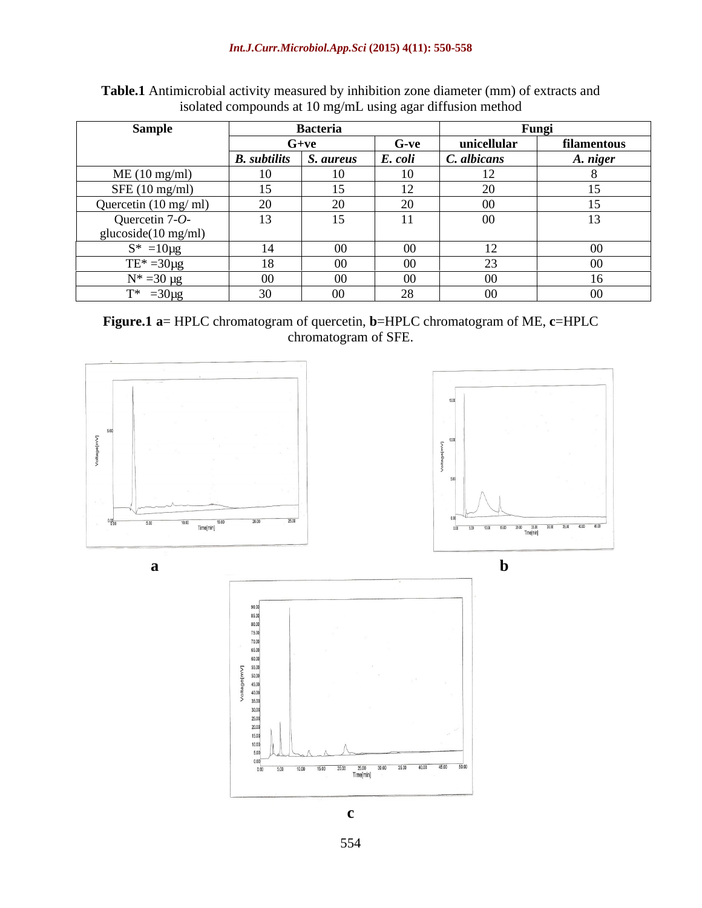**Table.1** Antimicrobial activity measured by inhibition zone diameter (mm) of extracts and isolated compounds at 10 mg/mL using agar diffusion method

| Sample | Bacteria | | | Fungi | |
|---|---|---|---|---|---|
| | G+ve | | G-ve | unicellular | filamentous |
| | *B. subtilits* | *S. aureus* | *E. coli* | *C. albicans* | *A. niger* |
| ME (10 mg/ml) | 10 | 10 | 10 | 12 | 8 |
| SFE (10 mg/ml) | 15 | 15 | 12 | 20 | 15 |
| Quercetin (10 mg/ ml) | 20 | 20 | 20 | 00 | 15 |
| Quercetin 7-*O*-glucoside(10 mg/ml) | 13 | 15 | 11 | 00 | 13 |
| S* =10µg | 14 | 00 | 00 | 12 | 00 |
| TE* =30µg | 18 | 00 | 00 | 23 | 00 |
| N* =30 µg | 00 | 00 | 00 | 00 | 16 |
| T* =30µg | 30 | 00 | 28 | 00 | 00 |

**Figure.1 a**= HPLC chromatogram of quercetin, **b**=HPLC chromatogram of ME, **c**=HPLC chromatogram of SFE.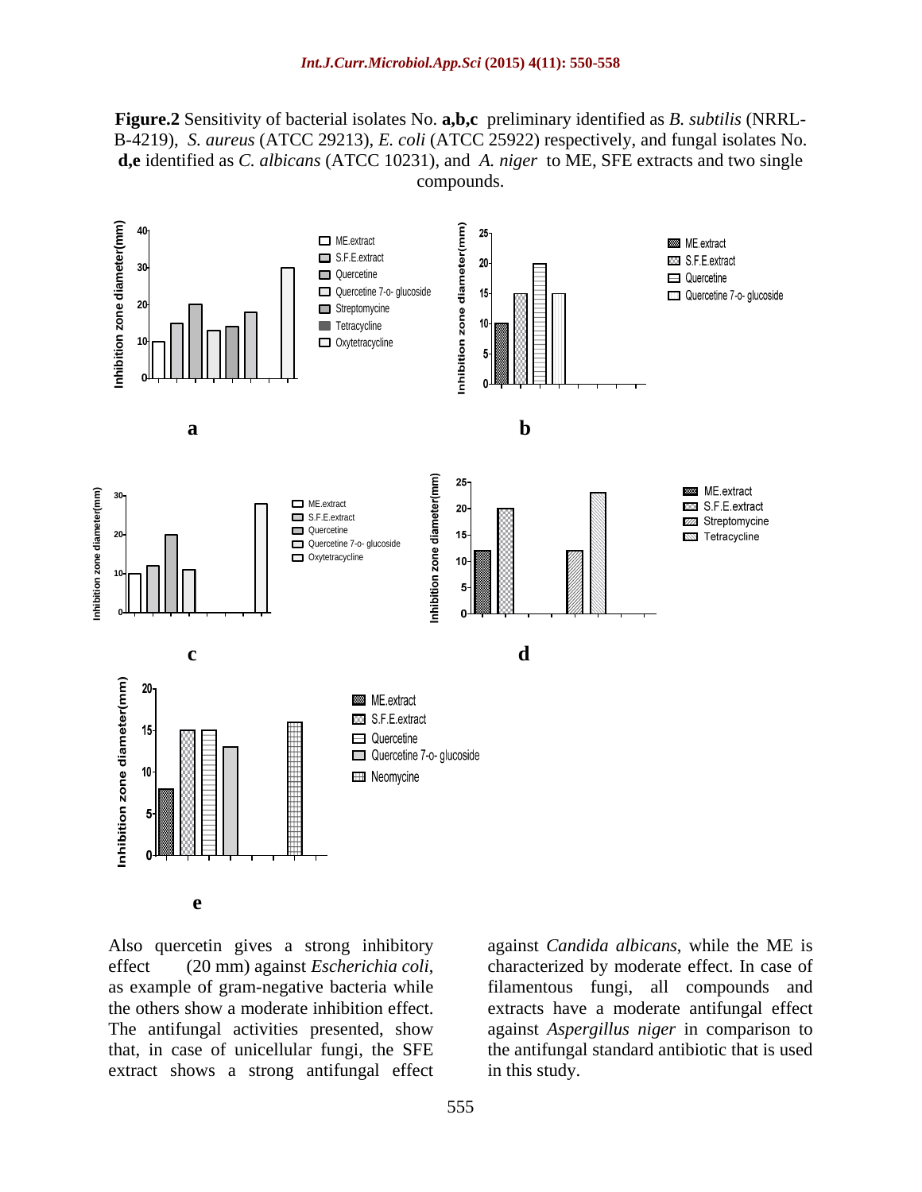**Figure.2** Sensitivity of bacterial isolates No. **a,b,c** preliminary identified as *B. subtilis* (NRRL-B-4219), *S. aureus* (ATCC 29213), *E. coli* (ATCC 25922) respectively, and fungal isolates No. **d,e** identified as *C. albicans* (ATCC 10231), and *A. niger* to ME, SFE extracts and two single compounds.

Also quercetin gives a strong inhibitory effect (20 mm) against *Escherichia coli*, as example of gram-negative bacteria while the others show a moderate inhibition effect. The antifungal activities presented, show that, in case of unicellular fungi, the SFE extract shows a strong antifungal effect against *Candida albicans*, while the ME is characterized by moderate effect. In case of filamentous fungi, all compounds and extracts have a moderate antifungal effect against *Aspergillus niger* in comparison to the antifungal standard antibiotic that is used in this study.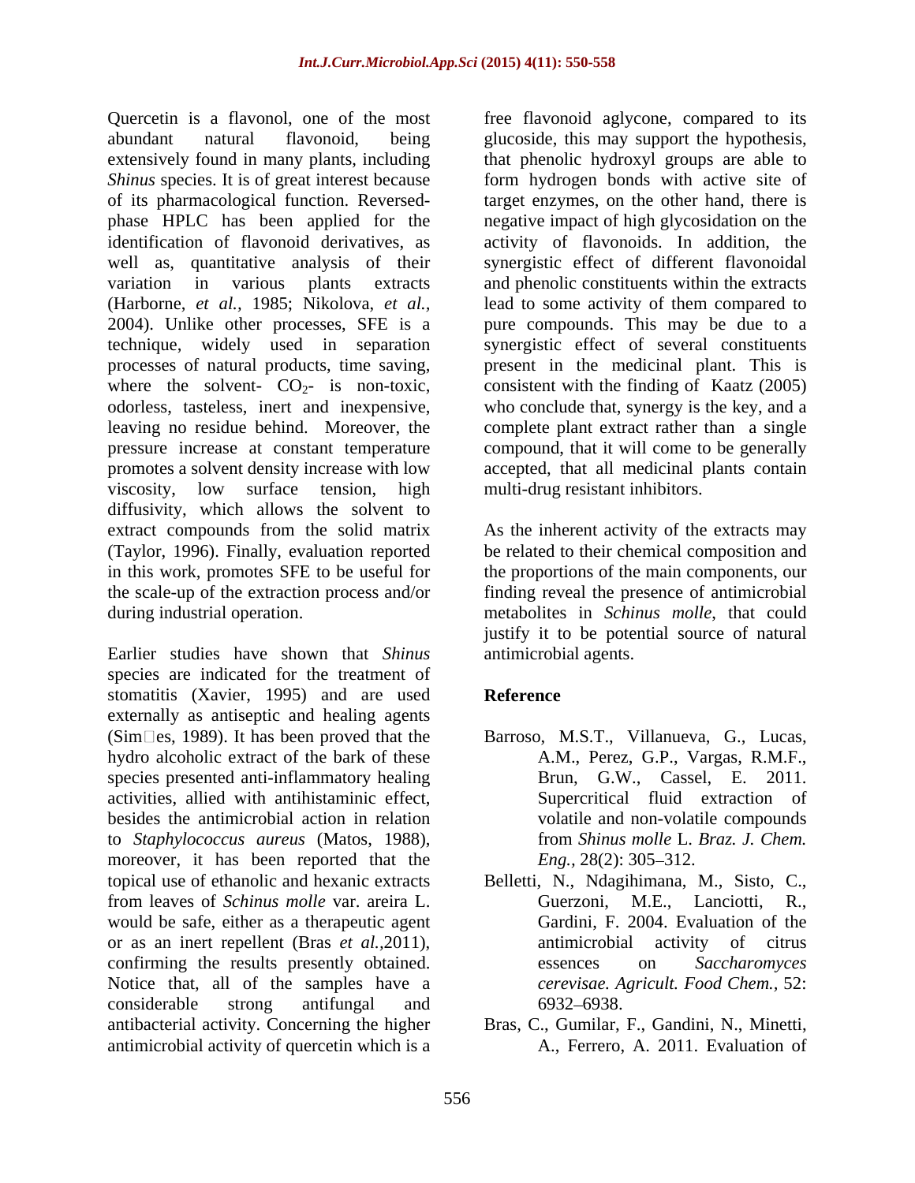Quercetin is a flavonol, one of the most abundant natural flavonoid, being extensively found in many plants, including *Shinus* species. It is of great interest because of its pharmacological function. Reversed-phase HPLC has been applied for the identification of flavonoid derivatives, as well as, quantitative analysis of their variation in various plants extracts (Harborne, *et al.,* 1985; Nikolova, *et al.,* 2004). Unlike other processes, SFE is a technique, widely used in separation processes of natural products, time saving, where the solvent- $CO_2$- is non-toxic, odorless, tasteless, inert and inexpensive, leaving no residue behind. Moreover, the pressure increase at constant temperature promotes a solvent density increase with low viscosity, low surface tension, high diffusivity, which allows the solvent to extract compounds from the solid matrix (Taylor, 1996). Finally, evaluation reported in this work, promotes SFE to be useful for the scale-up of the extraction process and/or during industrial operation.

Earlier studies have shown that *Shinus* species are indicated for the treatment of stomatitis (Xavier, 1995) and are used externally as antiseptic and healing agents (Sim□es, 1989). It has been proved that the hydro alcoholic extract of the bark of these species presented anti-inflammatory healing activities, allied with antihistaminic effect, besides the antimicrobial action in relation to *Staphylococcus aureus* (Matos, 1988), moreover, it has been reported that the topical use of ethanolic and hexanic extracts from leaves of *Schinus molle* var. areira L. would be safe, either as a therapeutic agent or as an inert repellent (Bras *et al.,*2011), confirming the results presently obtained. Notice that, all of the samples have a considerable strong antifungal and antibacterial activity. Concerning the higher antimicrobial activity of quercetin which is a free flavonoid aglycone, compared to its glucoside, this may support the hypothesis, that phenolic hydroxyl groups are able to form hydrogen bonds with active site of target enzymes, on the other hand, there is negative impact of high glycosidation on the activity of flavonoids. In addition, the synergistic effect of different flavonoidal and phenolic constituents within the extracts lead to some activity of them compared to pure compounds. This may be due to a synergistic effect of several constituents present in the medicinal plant. This is consistent with the finding of Kaatz (2005) who conclude that, synergy is the key, and a complete plant extract rather than a single compound, that it will come to be generally accepted, that all medicinal plants contain multi-drug resistant inhibitors.

As the inherent activity of the extracts may be related to their chemical composition and the proportions of the main components, our finding reveal the presence of antimicrobial metabolites in *Schinus molle*, that could justify it to be potential source of natural antimicrobial agents.

## Reference

Barroso, M.S.T., Villanueva, G., Lucas, A.M., Perez, G.P., Vargas, R.M.F., Brun, G.W., Cassel, E. 2011. Supercritical fluid extraction of volatile and non-volatile compounds from *Shinus molle* L. *Braz. J. Chem. Eng.,* 28(2): 305–312.

Belletti, N., Ndagihimana, M., Sisto, C., Guerzoni, M.E., Lanciotti, R., Gardini, F. 2004. Evaluation of the antimicrobial activity of citrus essences on *Saccharomyces cerevisae. Agricult. Food Chem.,* 52: 6932–6938.

Bras, C., Gumilar, F., Gandini, N., Minetti, A., Ferrero, A. 2011. Evaluation of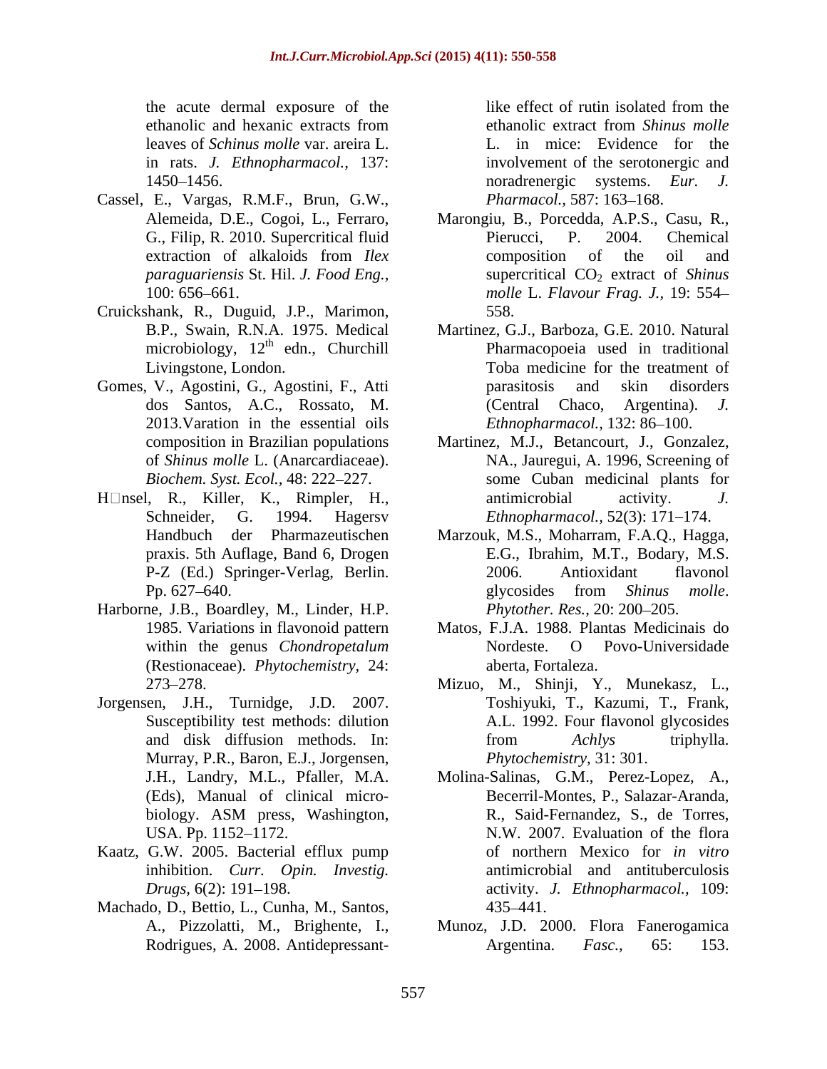the acute dermal exposure of the ethanolic and hexanic extracts from leaves of *Schinus molle* var. areira L. in rats. *J. Ethnopharmacol.,* 137: 1450–1456.

Cassel, E., Vargas, R.M.F., Brun, G.W., Alemeida, D.E., Cogoi, L., Ferraro, G., Filip, R. 2010. Supercritical fluid extraction of alkaloids from *Ilex paraguariensis* St. Hil. *J. Food Eng.,* 100: 656–661.

Cruickshank, R., Duguid, J.P., Marimon, B.P., Swain, R.N.A. 1975. Medical microbiology, 12[th] edn., Churchill Livingstone, London.

Gomes, V., Agostini, G., Agostini, F., Atti dos Santos, A.C., Rossato, M. 2013.Varation in the essential oils composition in Brazilian populations of *Shinus molle* L. (Anarcardiaceae). *Biochem. Syst. Ecol.,* 48: 222–227.

H□nsel, R., Killer, K., Rimpler, H., Schneider, G. 1994. Hagersv Handbuch der Pharmazeutischen praxis. 5th Auflage, Band 6, Drogen P-Z (Ed.) Springer-Verlag, Berlin. Pp. 627–640.

Harborne, J.B., Boardley, M., Linder, H.P. 1985. Variations in flavonoid pattern within the genus *Chondropetalum* (Restionaceae). *Phytochemistry,* 24: 273–278.

Jorgensen, J.H., Turnidge, J.D. 2007. Susceptibility test methods: dilution and disk diffusion methods. In: Murray, P.R., Baron, E.J., Jorgensen, J.H., Landry, M.L., Pfaller, M.A. (Eds), Manual of clinical micro-biology. ASM press, Washington, USA. Pp. 1152–1172.

Kaatz, G.W. 2005. Bacterial efflux pump inhibition. *Curr. Opin. Investig. Drugs,* 6(2): 191–198.

Machado, D., Bettio, L., Cunha, M., Santos, A., Pizzolatti, M., Brighente, I., Rodrigues, A. 2008. Antidepressant-like effect of rutin isolated from the ethanolic extract from *Shinus molle* L. in mice: Evidence for the involvement of the serotonergic and noradrenergic systems. *Eur. J. Pharmacol.,* 587: 163–168.

Marongiu, B., Porcedda, A.P.S., Casu, R., Pierucci, P. 2004. Chemical composition of the oil and supercritical $CO_2$ extract of *Shinus molle* L. *Flavour Frag. J.,* 19: 554–558.

Martinez, G.J., Barboza, G.E. 2010. Natural Pharmacopoeia used in traditional Toba medicine for the treatment of parasitosis and skin disorders (Central Chaco, Argentina). *J. Ethnopharmacol.,* 132: 86–100.

Martinez, M.J., Betancourt, J., Gonzalez, NA., Jauregui, A. 1996, Screening of some Cuban medicinal plants for antimicrobial activity. *J. Ethnopharmacol.,* 52(3): 171–174.

Marzouk, M.S., Moharram, F.A.Q., Hagga, E.G., Ibrahim, M.T., Bodary, M.S. 2006. Antioxidant flavonol glycosides from *Shinus molle*. *Phytother. Res.,* 20: 200–205.

Matos, F.J.A. 1988. Plantas Medicinais do Nordeste. O Povo-Universidade aberta, Fortaleza.

Mizuo, M., Shinji, Y., Munekasz, L., Toshiyuki, T., Kazumi, T., Frank, A.L. 1992. Four flavonol glycosides from *Achlys* triphylla. *Phytochemistry,* 31: 301.

Molina-Salinas, G.M., Perez-Lopez, A., Becerril-Montes, P., Salazar-Aranda, R., Said-Fernandez, S., de Torres, N.W. 2007. Evaluation of the flora of northern Mexico for *in vitro* antimicrobial and antituberculosis activity. *J. Ethnopharmacol.,* 109: 435–441.

Munoz, J.D. 2000. Flora Fanerogamica Argentina. *Fasc.,* 65: 153.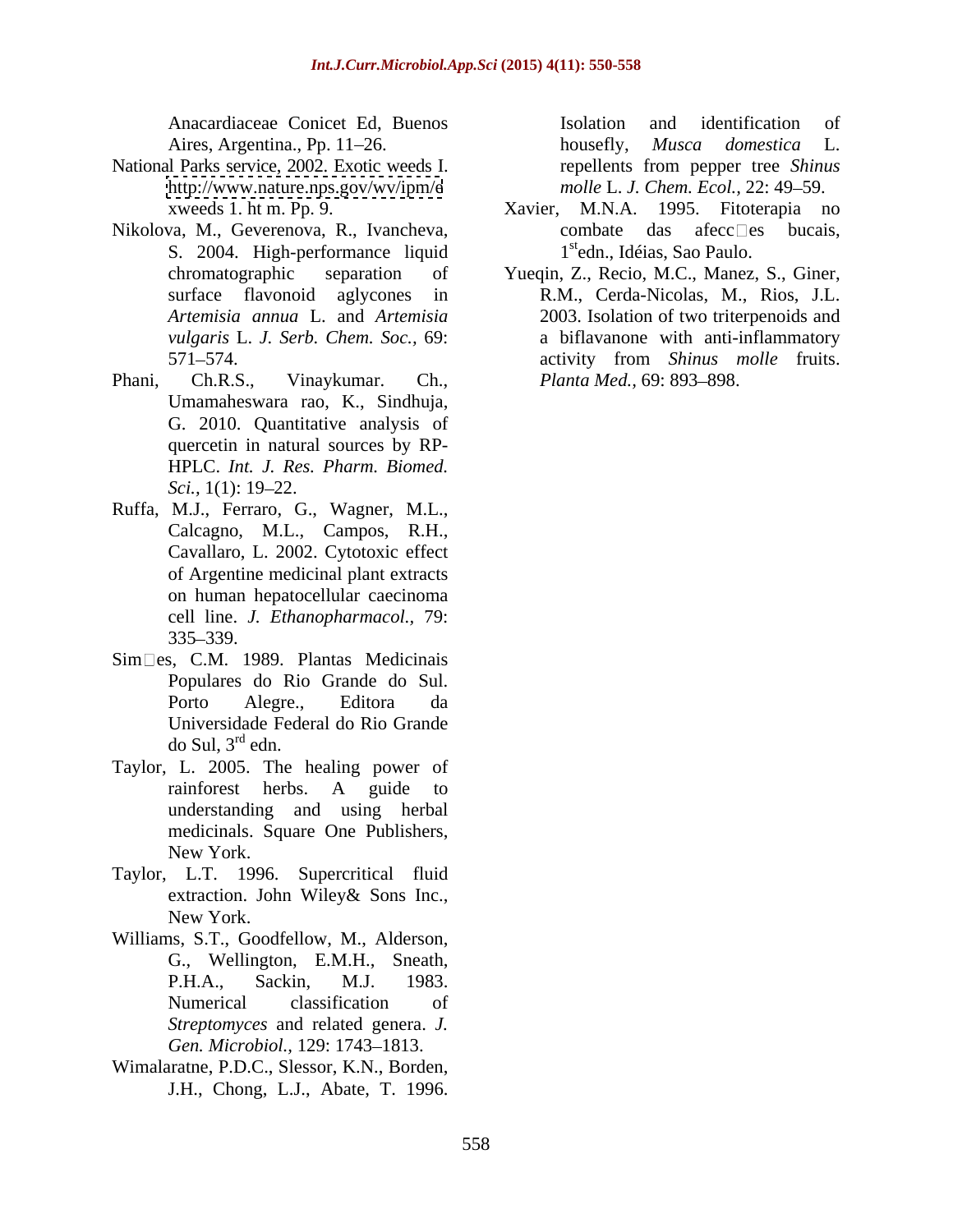Anacardiaceae Conicet Ed, Buenos Aires, Argentina., Pp. 11–26.

National Parks service, 2002. Exotic weeds I. http://www.nature.nps.gov/wv/ipm/exweeds 1. ht m. Pp. 9.

Nikolova, M., Geverenova, R., Ivancheva, S. 2004. High-performance liquid chromatographic separation of surface flavonoid aglycones in *Artemisia annua* L. and *Artemisia vulgaris* L. *J. Serb. Chem. Soc.*, 69: 571–574.

Phani, Ch.R.S., Vinaykumar. Ch., Umamaheswara rao, K., Sindhuja, G. 2010. Quantitative analysis of quercetin in natural sources by RP-HPLC. *Int. J. Res. Pharm. Biomed. Sci.*, 1(1): 19–22.

Ruffa, M.J., Ferraro, G., Wagner, M.L., Calcagno, M.L., Campos, R.H., Cavallaro, L. 2002. Cytotoxic effect of Argentine medicinal plant extracts on human hepatocellular caecinoma cell line. *J. Ethanopharmacol.*, 79: 335–339.

Sim□es, C.M. 1989. Plantas Medicinais Populares do Rio Grande do Sul. Porto Alegre., Editora da Universidade Federal do Rio Grande do Sul, 3rd edn.

Taylor, L. 2005. The healing power of rainforest herbs. A guide to understanding and using herbal medicinals. Square One Publishers, New York.

Taylor, L.T. 1996. Supercritical fluid extraction. John Wiley& Sons Inc., New York.

Williams, S.T., Goodfellow, M., Alderson, G., Wellington, E.M.H., Sneath, P.H.A., Sackin, M.J. 1983. Numerical classification of *Streptomyces* and related genera. *J. Gen. Microbiol.*, 129: 1743–1813.

Wimalaratne, P.D.C., Slessor, K.N., Borden, J.H., Chong, L.J., Abate, T. 1996. Isolation and identification of housefly, *Musca domestica* L. repellents from pepper tree *Shinus molle* L. *J. Chem. Ecol.*, 22: 49–59.

Xavier, M.N.A. 1995. Fitoterapia no combate das afecc□es bucais, 1st edn., Idéias, Sao Paulo.

Yueqin, Z., Recio, M.C., Manez, S., Giner, R.M., Cerda-Nicolas, M., Rios, J.L. 2003. Isolation of two triterpenoids and a biflavanone with anti-inflammatory activity from *Shinus molle* fruits. *Planta Med.*, 69: 893–898.